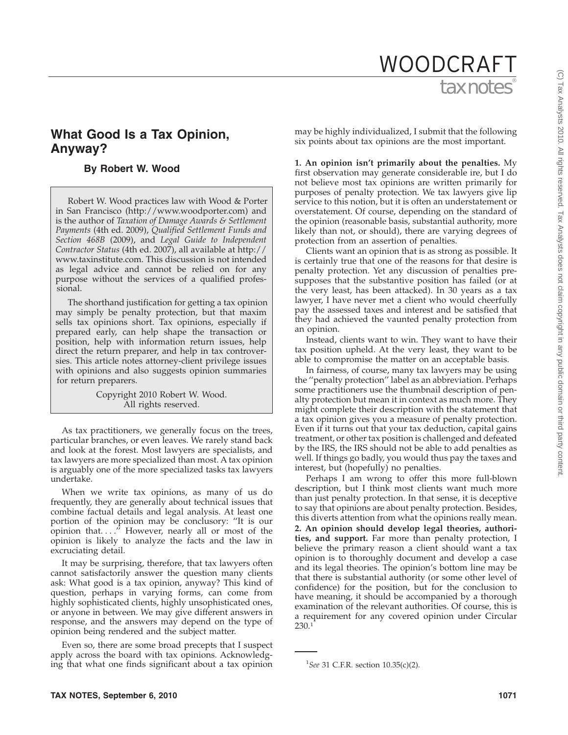# What Good Is a Tax Opinion, Anyway?

**By Robert W. Wood**

Robert W. Wood practices law with Wood & Porter in San Francisco (http://www.woodporter.com) and is the author of *Taxation of Damage Awards & Settlement Payments* (4th ed. 2009), *Qualified Settlement Funds and Section 468B* (2009), and *Legal Guide to Independent Contractor Status* (4th ed. 2007), all available at http://www.taxinstitute.com. This discussion is not intended as legal advice and cannot be relied on for any purpose without the services of a qualified professional.

The shorthand justification for getting a tax opinion may simply be penalty protection, but that maxim sells tax opinions short. Tax opinions, especially if prepared early, can help shape the transaction or position, help with information return issues, help direct the return preparer, and help in tax controversies. This article notes attorney-client privilege issues with opinions and also suggests opinion summaries for return preparers.

Copyright 2010 Robert W. Wood.
All rights reserved.

As tax practitioners, we generally focus on the trees, particular branches, or even leaves. We rarely stand back and look at the forest. Most lawyers are specialists, and tax lawyers are more specialized than most. A tax opinion is arguably one of the more specialized tasks tax lawyers undertake.

When we write tax opinions, as many of us do frequently, they are generally about technical issues that combine factual details and legal analysis. At least one portion of the opinion may be conclusory: ''It is our opinion that. . . .'' However, nearly all or most of the opinion is likely to analyze the facts and the law in excruciating detail.

It may be surprising, therefore, that tax lawyers often cannot satisfactorily answer the question many clients ask: What good is a tax opinion, anyway? This kind of question, perhaps in varying forms, can come from highly sophisticated clients, highly unsophisticated ones, or anyone in between. We may give different answers in response, and the answers may depend on the type of opinion being rendered and the subject matter.

Even so, there are some broad precepts that I suspect apply across the board with tax opinions. Acknowledging that what one finds significant about a tax opinion may be highly individualized, I submit that the following six points about tax opinions are the most important.

**1. An opinion isn't primarily about the penalties.** My first observation may generate considerable ire, but I do not believe most tax opinions are written primarily for purposes of penalty protection. We tax lawyers give lip service to this notion, but it is often an understatement or overstatement. Of course, depending on the standard of the opinion (reasonable basis, substantial authority, more likely than not, or should), there are varying degrees of protection from an assertion of penalties.

Clients want an opinion that is as strong as possible. It is certainly true that one of the reasons for that desire is penalty protection. Yet any discussion of penalties presupposes that the substantive position has failed (or at the very least, has been attacked). In 30 years as a tax lawyer, I have never met a client who would cheerfully pay the assessed taxes and interest and be satisfied that they had achieved the vaunted penalty protection from an opinion.

Instead, clients want to win. They want to have their tax position upheld. At the very least, they want to be able to compromise the matter on an acceptable basis.

In fairness, of course, many tax lawyers may be using the ''penalty protection'' label as an abbreviation. Perhaps some practitioners use the thumbnail description of penalty protection but mean it in context as much more. They might complete their description with the statement that a tax opinion gives you a measure of penalty protection. Even if it turns out that your tax deduction, capital gains treatment, or other tax position is challenged and defeated by the IRS, the IRS should not be able to add penalties as well. If things go badly, you would thus pay the taxes and interest, but (hopefully) no penalties.

Perhaps I am wrong to offer this more full-blown description, but I think most clients want much more than just penalty protection. In that sense, it is deceptive to say that opinions are about penalty protection. Besides, this diverts attention from what the opinions really mean.

**2. An opinion should develop legal theories, authorities, and support.** Far more than penalty protection, I believe the primary reason a client should want a tax opinion is to thoroughly document and develop a case and its legal theories. The opinion's bottom line may be that there is substantial authority (or some other level of confidence) for the position, but for the conclusion to have meaning, it should be accompanied by a thorough examination of the relevant authorities. Of course, this is a requirement for any covered opinion under Circular 230.[1]

[1] *See* 31 C.F.R. section 10.35(c)(2).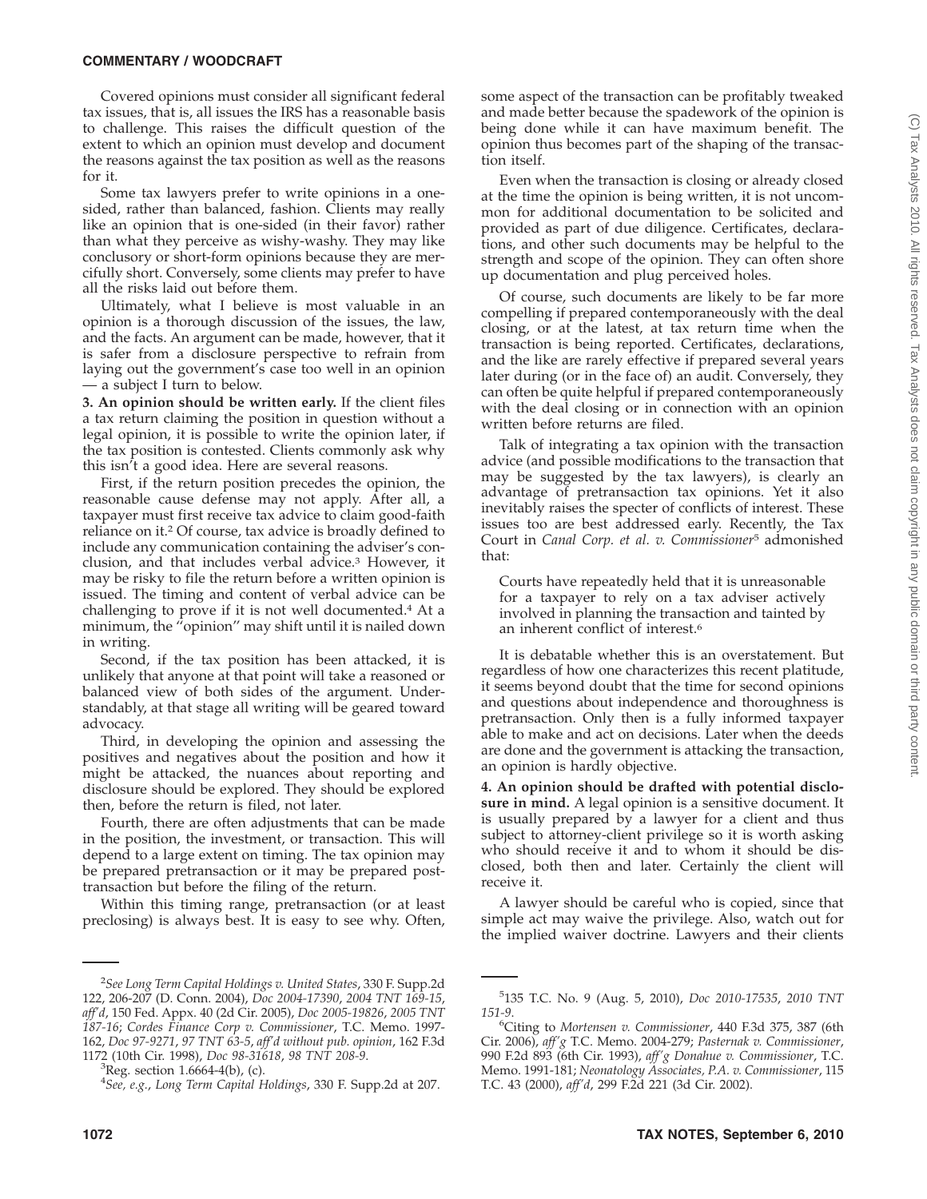Covered opinions must consider all significant federal tax issues, that is, all issues the IRS has a reasonable basis to challenge. This raises the difficult question of the extent to which an opinion must develop and document the reasons against the tax position as well as the reasons for it.

Some tax lawyers prefer to write opinions in a one-sided, rather than balanced, fashion. Clients may really like an opinion that is one-sided (in their favor) rather than what they perceive as wishy-washy. They may like conclusory or short-form opinions because they are mercifully short. Conversely, some clients may prefer to have all the risks laid out before them.

Ultimately, what I believe is most valuable in an opinion is a thorough discussion of the issues, the law, and the facts. An argument can be made, however, that it is safer from a disclosure perspective to refrain from laying out the government's case too well in an opinion — a subject I turn to below.

**3. An opinion should be written early.** If the client files a tax return claiming the position in question without a legal opinion, it is possible to write the opinion later, if the tax position is contested. Clients commonly ask why this isn't a good idea. Here are several reasons.

First, if the return position precedes the opinion, the reasonable cause defense may not apply. After all, a taxpayer must first receive tax advice to claim good-faith reliance on it.[2] Of course, tax advice is broadly defined to include any communication containing the adviser's conclusion, and that includes verbal advice.[3] However, it may be risky to file the return before a written opinion is issued. The timing and content of verbal advice can be challenging to prove if it is not well documented.[4] At a minimum, the "opinion" may shift until it is nailed down in writing.

Second, if the tax position has been attacked, it is unlikely that anyone at that point will take a reasoned or balanced view of both sides of the argument. Understandably, at that stage all writing will be geared toward advocacy.

Third, in developing the opinion and assessing the positives and negatives about the position and how it might be attacked, the nuances about reporting and disclosure should be explored. They should be explored then, before the return is filed, not later.

Fourth, there are often adjustments that can be made in the position, the investment, or transaction. This will depend to a large extent on timing. The tax opinion may be prepared pretransaction or it may be prepared post-transaction but before the filing of the return.

Within this timing range, pretransaction (or at least preclosing) is always best. It is easy to see why. Often, some aspect of the transaction can be profitably tweaked and made better because the spadework of the opinion is being done while it can have maximum benefit. The opinion thus becomes part of the shaping of the transaction itself.

Even when the transaction is closing or already closed at the time the opinion is being written, it is not uncommon for additional documentation to be solicited and provided as part of due diligence. Certificates, declarations, and other such documents may be helpful to the strength and scope of the opinion. They can often shore up documentation and plug perceived holes.

Of course, such documents are likely to be far more compelling if prepared contemporaneously with the deal closing, or at the latest, at tax return time when the transaction is being reported. Certificates, declarations, and the like are rarely effective if prepared several years later during (or in the face of) an audit. Conversely, they can often be quite helpful if prepared contemporaneously with the deal closing or in connection with an opinion written before returns are filed.

Talk of integrating a tax opinion with the transaction advice (and possible modifications to the transaction that may be suggested by the tax lawyers), is clearly an advantage of pretransaction tax opinions. Yet it also inevitably raises the specter of conflicts of interest. These issues too are best addressed early. Recently, the Tax Court in *Canal Corp. et al. v. Commissioner*[5] admonished that:

> Courts have repeatedly held that it is unreasonable for a taxpayer to rely on a tax adviser actively involved in planning the transaction and tainted by an inherent conflict of interest.[6]

It is debatable whether this is an overstatement. But regardless of how one characterizes this recent platitude, it seems beyond doubt that the time for second opinions and questions about independence and thoroughness is pretransaction. Only then is a fully informed taxpayer able to make and act on decisions. Later when the deeds are done and the government is attacking the transaction, an opinion is hardly objective.

**4. An opinion should be drafted with potential disclosure in mind.** A legal opinion is a sensitive document. It is usually prepared by a lawyer for a client and thus subject to attorney-client privilege so it is worth asking who should receive it and to whom it should be disclosed, both then and later. Certainly the client will receive it.

A lawyer should be careful who is copied, since that simple act may waive the privilege. Also, watch out for the implied waiver doctrine. Lawyers and their clients

---

[2] *See Long Term Capital Holdings v. United States*, 330 F. Supp.2d 122, 206-207 (D. Conn. 2004), *Doc 2004-17390*, *2004 TNT 169-15*, *aff'd*, 150 Fed. Appx. 40 (2d Cir. 2005), *Doc 2005-19826*, *2005 TNT 187-16*; *Cordes Finance Corp v. Commissioner*, T.C. Memo. 1997-162, *Doc 97-9271*, *97 TNT 63-5*, *aff'd without pub. opinion*, 162 F.3d 1172 (10th Cir. 1998), *Doc 98-31618*, *98 TNT 208-9*.

[3] Reg. section 1.6664-4(b), (c).

[4] *See, e.g.*, *Long Term Capital Holdings*, 330 F. Supp.2d at 207.

[5] 135 T.C. No. 9 (Aug. 5, 2010), *Doc 2010-17535*, *2010 TNT 151-9*.

[6] Citing to *Mortensen v. Commissioner*, 440 F.3d 375, 387 (6th Cir. 2006), *aff'g* T.C. Memo. 2004-279; *Pasternak v. Commissioner*, 990 F.2d 893 (6th Cir. 1993), *aff'g Donahue v. Commissioner*, T.C. Memo. 1991-181; *Neonatology Associates, P.A. v. Commissioner*, 115 T.C. 43 (2000), *aff'd*, 299 F.2d 221 (3d Cir. 2002).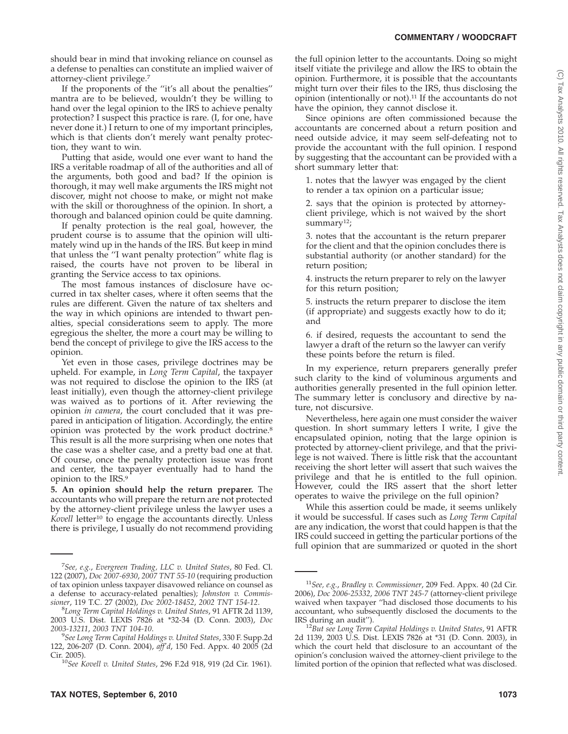should bear in mind that invoking reliance on counsel as a defense to penalties can constitute an implied waiver of attorney-client privilege.[7]

If the proponents of the ''it's all about the penalties'' mantra are to be believed, wouldn't they be willing to hand over the legal opinion to the IRS to achieve penalty protection? I suspect this practice is rare. (I, for one, have never done it.) I return to one of my important principles, which is that clients don't merely want penalty protection, they want to win.

Putting that aside, would one ever want to hand the IRS a veritable roadmap of all of the authorities and all of the arguments, both good and bad? If the opinion is thorough, it may well make arguments the IRS might not discover, might not choose to make, or might not make with the skill or thoroughness of the opinion. In short, a thorough and balanced opinion could be quite damning.

If penalty protection is the real goal, however, the prudent course is to assume that the opinion will ultimately wind up in the hands of the IRS. But keep in mind that unless the ''I want penalty protection'' white flag is raised, the courts have not proven to be liberal in granting the Service access to tax opinions.

The most famous instances of disclosure have occurred in tax shelter cases, where it often seems that the rules are different. Given the nature of tax shelters and the way in which opinions are intended to thwart penalties, special considerations seem to apply. The more egregious the shelter, the more a court may be willing to bend the concept of privilege to give the IRS access to the opinion.

Yet even in those cases, privilege doctrines may be upheld. For example, in *Long Term Capital*, the taxpayer was not required to disclose the opinion to the IRS (at least initially), even though the attorney-client privilege was waived as to portions of it. After reviewing the opinion *in camera*, the court concluded that it was prepared in anticipation of litigation. Accordingly, the entire opinion was protected by the work product doctrine.[8] This result is all the more surprising when one notes that the case was a shelter case, and a pretty bad one at that. Of course, once the penalty protection issue was front and center, the taxpayer eventually had to hand the opinion to the IRS.[9]

**5. An opinion should help the return preparer.** The accountants who will prepare the return are not protected by the attorney-client privilege unless the lawyer uses a *Kovell* letter[10] to engage the accountants directly. Unless there is privilege, I usually do not recommend providing the full opinion letter to the accountants. Doing so might itself vitiate the privilege and allow the IRS to obtain the opinion. Furthermore, it is possible that the accountants might turn over their files to the IRS, thus disclosing the opinion (intentionally or not).[11] If the accountants do not have the opinion, they cannot disclose it.

Since opinions are often commissioned because the accountants are concerned about a return position and need outside advice, it may seem self-defeating not to provide the accountant with the full opinion. I respond by suggesting that the accountant can be provided with a short summary letter that:

1. notes that the lawyer was engaged by the client to render a tax opinion on a particular issue;

2. says that the opinion is protected by attorney-client privilege, which is not waived by the short summary[12];

3. notes that the accountant is the return preparer for the client and that the opinion concludes there is substantial authority (or another standard) for the return position;

4. instructs the return preparer to rely on the lawyer for this return position;

5. instructs the return preparer to disclose the item (if appropriate) and suggests exactly how to do it; and

6. if desired, requests the accountant to send the lawyer a draft of the return so the lawyer can verify these points before the return is filed.

In my experience, return preparers generally prefer such clarity to the kind of voluminous arguments and authorities generally presented in the full opinion letter. The summary letter is conclusory and directive by nature, not discursive.

Nevertheless, here again one must consider the waiver question. In short summary letters I write, I give the encapsulated opinion, noting that the large opinion is protected by attorney-client privilege, and that the privilege is not waived. There is little risk that the accountant receiving the short letter will assert that such waives the privilege and that he is entitled to the full opinion. However, could the IRS assert that the short letter operates to waive the privilege on the full opinion?

While this assertion could be made, it seems unlikely it would be successful. If cases such as *Long Term Capital* are any indication, the worst that could happen is that the IRS could succeed in getting the particular portions of the full opinion that are summarized or quoted in the short

---

[7]*See, e.g.*, *Evergreen Trading, LLC v. United States*, 80 Fed. Cl. 122 (2007), *Doc 2007-6930*, *2007 TNT 55-10* (requiring production of tax opinion unless taxpayer disavowed reliance on counsel as a defense to accuracy-related penalties); *Johnston v. Commissioner*, 119 T.C. 27 (2002), *Doc 2002-18452*, *2002 TNT 154-12*.

[8]*Long Term Capital Holdings v. United States*, 91 AFTR 2d 1139, 2003 U.S. Dist. LEXIS 7826 at *32-34 (D. Conn. 2003), *Doc 2003-13211*, *2003 TNT 104-10*.

[9]*See Long Term Capital Holdings v. United States*, 330 F. Supp.2d 122, 206-207 (D. Conn. 2004), *aff'd*, 150 Fed. Appx. 40 2005 (2d Cir. 2005).

[10]*See Kovell v. United States*, 296 F.2d 918, 919 (2d Cir. 1961).

[11]*See, e.g.*, *Bradley v. Commissioner*, 209 Fed. Appx. 40 (2d Cir. 2006), *Doc 2006-25332*, *2006 TNT 245-7* (attorney-client privilege waived when taxpayer ''had disclosed those documents to his accountant, who subsequently disclosed the documents to the IRS during an audit'').

[12]*But see Long Term Capital Holdings v. United States*, 91 AFTR 2d 1139, 2003 U.S. Dist. LEXIS 7826 at *31 (D. Conn. 2003), in which the court held that disclosure to an accountant of the opinion's conclusion waived the attorney-client privilege to the limited portion of the opinion that reflected what was disclosed.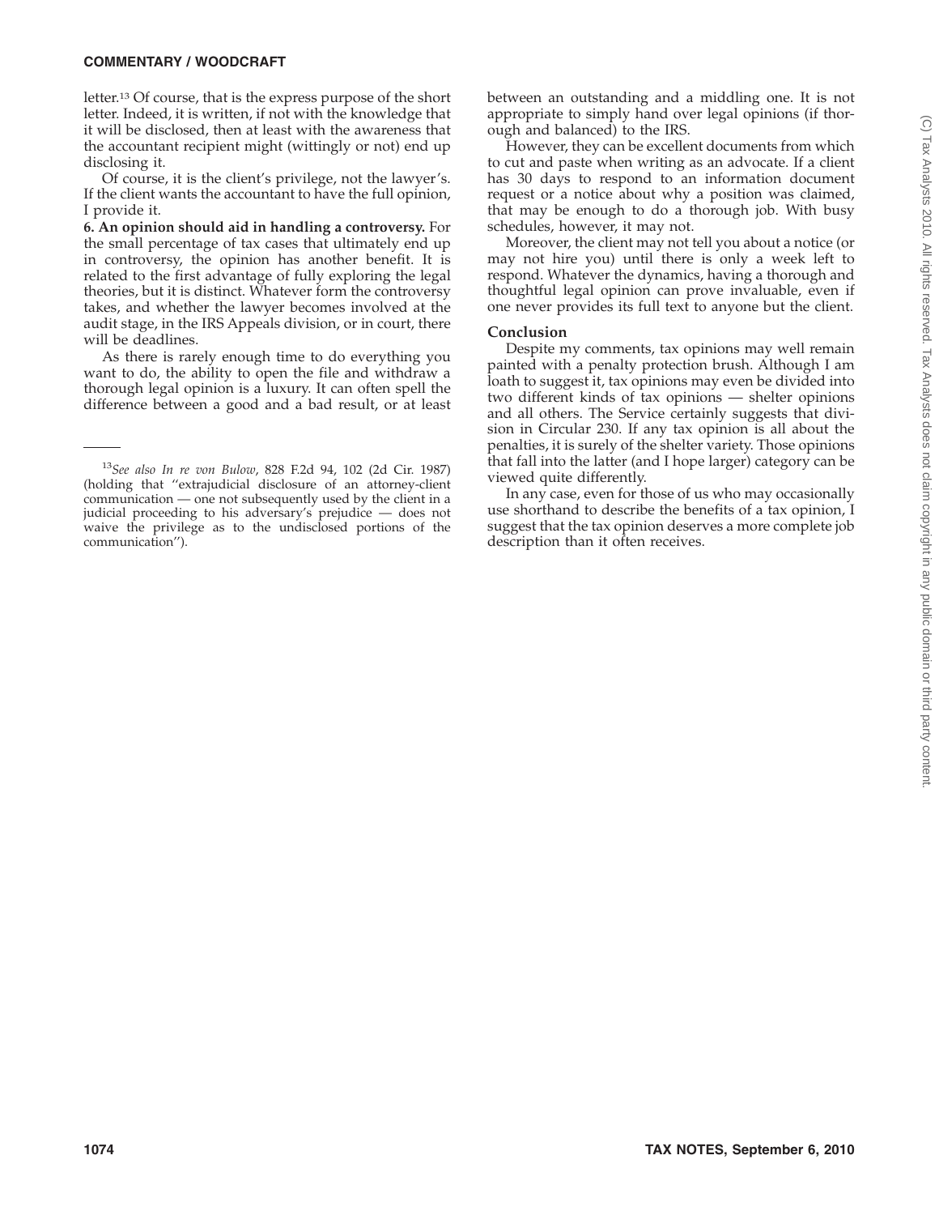letter.[13] Of course, that is the express purpose of the short letter. Indeed, it is written, if not with the knowledge that it will be disclosed, then at least with the awareness that the accountant recipient might (wittingly or not) end up disclosing it.

Of course, it is the client's privilege, not the lawyer's. If the client wants the accountant to have the full opinion, I provide it.

**6. An opinion should aid in handling a controversy.** For the small percentage of tax cases that ultimately end up in controversy, the opinion has another benefit. It is related to the first advantage of fully exploring the legal theories, but it is distinct. Whatever form the controversy takes, and whether the lawyer becomes involved at the audit stage, in the IRS Appeals division, or in court, there will be deadlines.

As there is rarely enough time to do everything you want to do, the ability to open the file and withdraw a thorough legal opinion is a luxury. It can often spell the difference between a good and a bad result, or at least between an outstanding and a middling one. It is not appropriate to simply hand over legal opinions (if thorough and balanced) to the IRS.

However, they can be excellent documents from which to cut and paste when writing as an advocate. If a client has 30 days to respond to an information document request or a notice about why a position was claimed, that may be enough to do a thorough job. With busy schedules, however, it may not.

Moreover, the client may not tell you about a notice (or may not hire you) until there is only a week left to respond. Whatever the dynamics, having a thorough and thoughtful legal opinion can prove invaluable, even if one never provides its full text to anyone but the client.

## Conclusion

Despite my comments, tax opinions may well remain painted with a penalty protection brush. Although I am loath to suggest it, tax opinions may even be divided into two different kinds of tax opinions — shelter opinions and all others. The Service certainly suggests that division in Circular 230. If any tax opinion is all about the penalties, it is surely of the shelter variety. Those opinions that fall into the latter (and I hope larger) category can be viewed quite differently.

In any case, even for those of us who may occasionally use shorthand to describe the benefits of a tax opinion, I suggest that the tax opinion deserves a more complete job description than it often receives.

---

[13] *See also In re von Bulow*, 828 F.2d 94, 102 (2d Cir. 1987) (holding that "extrajudicial disclosure of an attorney-client communication — one not subsequently used by the client in a judicial proceeding to his adversary's prejudice — does not waive the privilege as to the undisclosed portions of the communication").